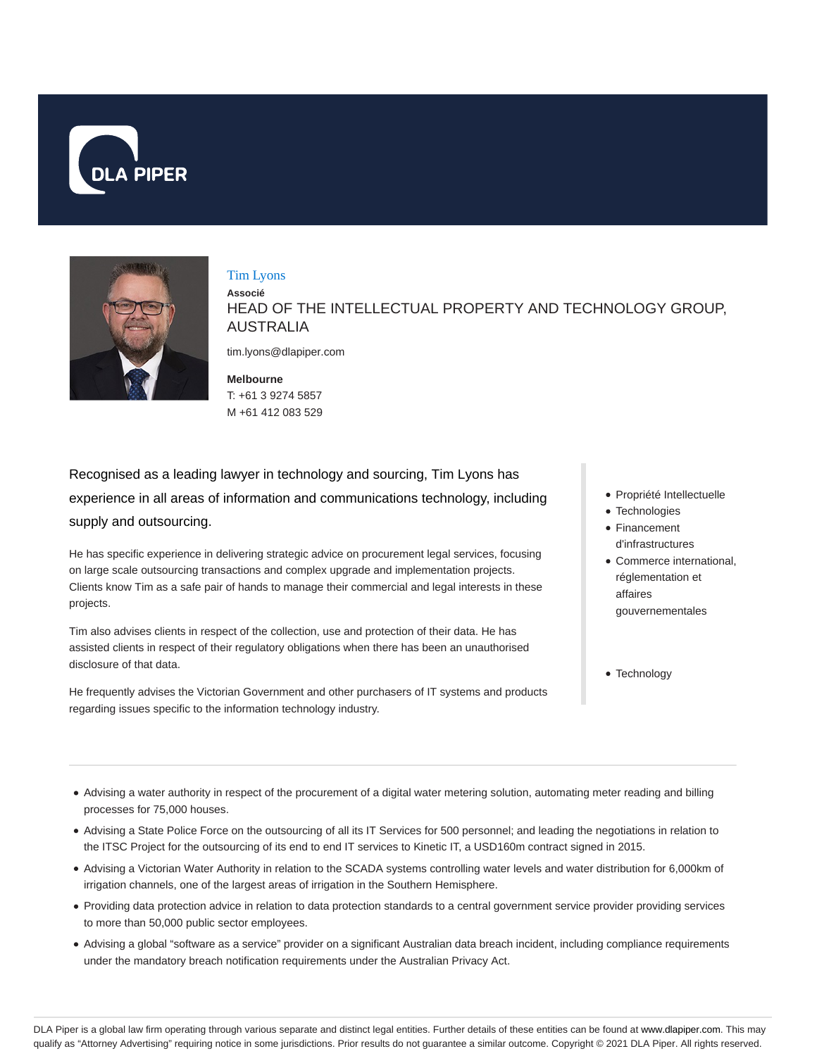# Tim Lyons

**Associé**

## HEAD OF THE INTELLECTUAL PROPERTY AND TECHNOLOGY GROUP, AUSTRALIA

tim.lyons@dlapiper.com

**Melbourne**
T: +61 3 9274 5857
M +61 412 083 529

Recognised as a leading lawyer in technology and sourcing, Tim Lyons has experience in all areas of information and communications technology, including supply and outsourcing.

He has specific experience in delivering strategic advice on procurement legal services, focusing on large scale outsourcing transactions and complex upgrade and implementation projects. Clients know Tim as a safe pair of hands to manage their commercial and legal interests in these projects.

Tim also advises clients in respect of the collection, use and protection of their data. He has assisted clients in respect of their regulatory obligations when there has been an unauthorised disclosure of that data.

He frequently advises the Victorian Government and other purchasers of IT systems and products regarding issues specific to the information technology industry.

- Propriété Intellectuelle
- Technologies
- Financement d'infrastructures
- Commerce international, réglementation et affaires gouvernementales

- Technology

---

- Advising a water authority in respect of the procurement of a digital water metering solution, automating meter reading and billing processes for 75,000 houses.
- Advising a State Police Force on the outsourcing of all its IT Services for 500 personnel; and leading the negotiations in relation to the ITSC Project for the outsourcing of its end to end IT services to Kinetic IT, a USD160m contract signed in 2015.
- Advising a Victorian Water Authority in relation to the SCADA systems controlling water levels and water distribution for 6,000km of irrigation channels, one of the largest areas of irrigation in the Southern Hemisphere.
- Providing data protection advice in relation to data protection standards to a central government service provider providing services to more than 50,000 public sector employees.
- Advising a global “software as a service” provider on a significant Australian data breach incident, including compliance requirements under the mandatory breach notification requirements under the Australian Privacy Act.

DLA Piper is a global law firm operating through various separate and distinct legal entities. Further details of these entities can be found at www.dlapiper.com. This may qualify as “Attorney Advertising” requiring notice in some jurisdictions. Prior results do not guarantee a similar outcome. Copyright © 2021 DLA Piper. All rights reserved.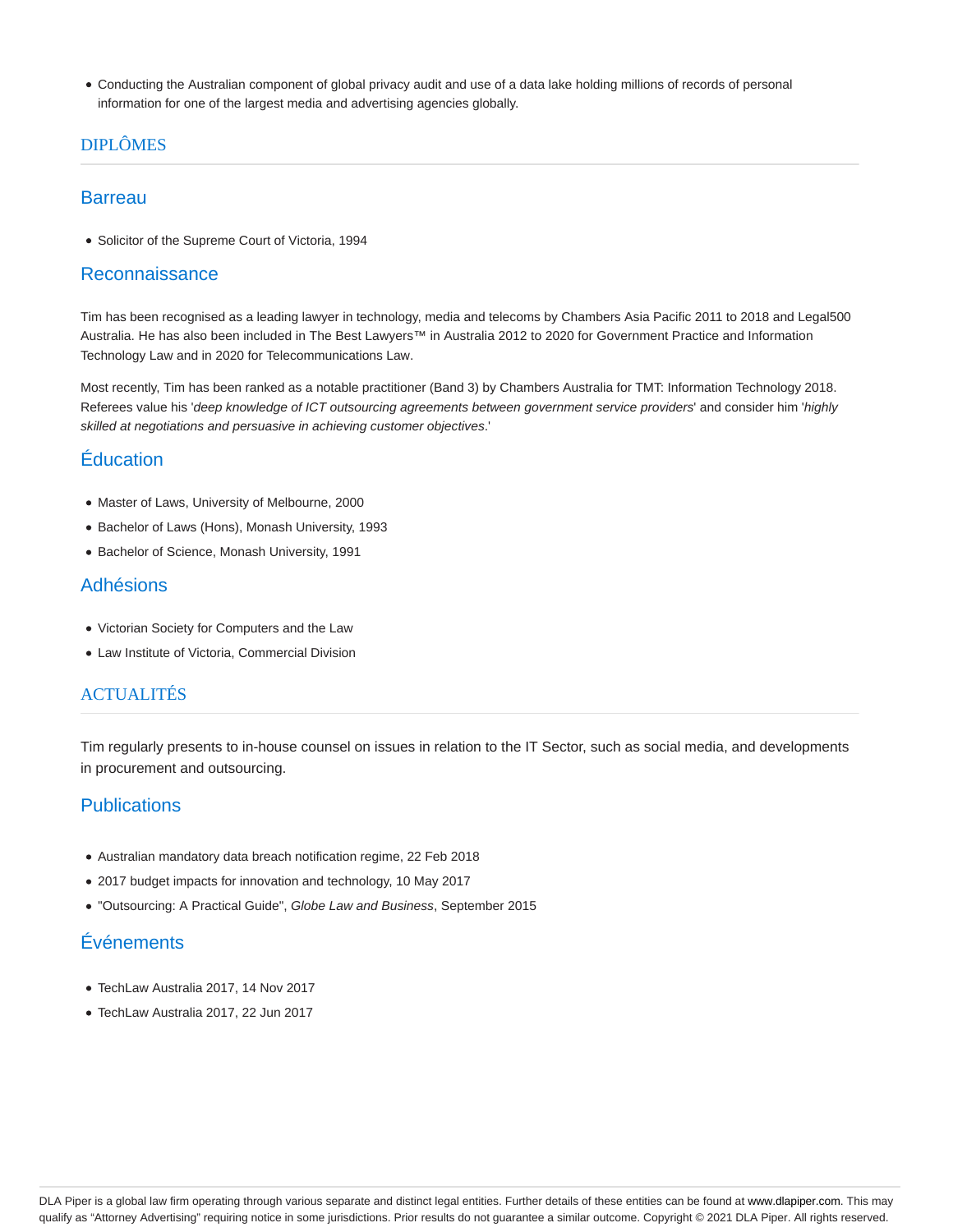- Conducting the Australian component of global privacy audit and use of a data lake holding millions of records of personal information for one of the largest media and advertising agencies globally.

## DIPLÔMES

### Barreau

- Solicitor of the Supreme Court of Victoria, 1994

### Reconnaissance

Tim has been recognised as a leading lawyer in technology, media and telecoms by Chambers Asia Pacific 2011 to 2018 and Legal500 Australia. He has also been included in The Best Lawyers™ in Australia 2012 to 2020 for Government Practice and Information Technology Law and in 2020 for Telecommunications Law.

Most recently, Tim has been ranked as a notable practitioner (Band 3) by Chambers Australia for TMT: Information Technology 2018. Referees value his '*deep knowledge of ICT outsourcing agreements between government service providers*' and consider him '*highly skilled at negotiations and persuasive in achieving customer objectives*.'

### Éducation

- Master of Laws, University of Melbourne, 2000
- Bachelor of Laws (Hons), Monash University, 1993
- Bachelor of Science, Monash University, 1991

### Adhésions

- Victorian Society for Computers and the Law
- Law Institute of Victoria, Commercial Division

## ACTUALITÉS

Tim regularly presents to in-house counsel on issues in relation to the IT Sector, such as social media, and developments in procurement and outsourcing.

### Publications

- Australian mandatory data breach notification regime, 22 Feb 2018
- 2017 budget impacts for innovation and technology, 10 May 2017
- "Outsourcing: A Practical Guide", *Globe Law and Business*, September 2015

### Événements

- TechLaw Australia 2017, 14 Nov 2017
- TechLaw Australia 2017, 22 Jun 2017

DLA Piper is a global law firm operating through various separate and distinct legal entities. Further details of these entities can be found at www.dlapiper.com. This may qualify as "Attorney Advertising" requiring notice in some jurisdictions. Prior results do not guarantee a similar outcome. Copyright © 2021 DLA Piper. All rights reserved.